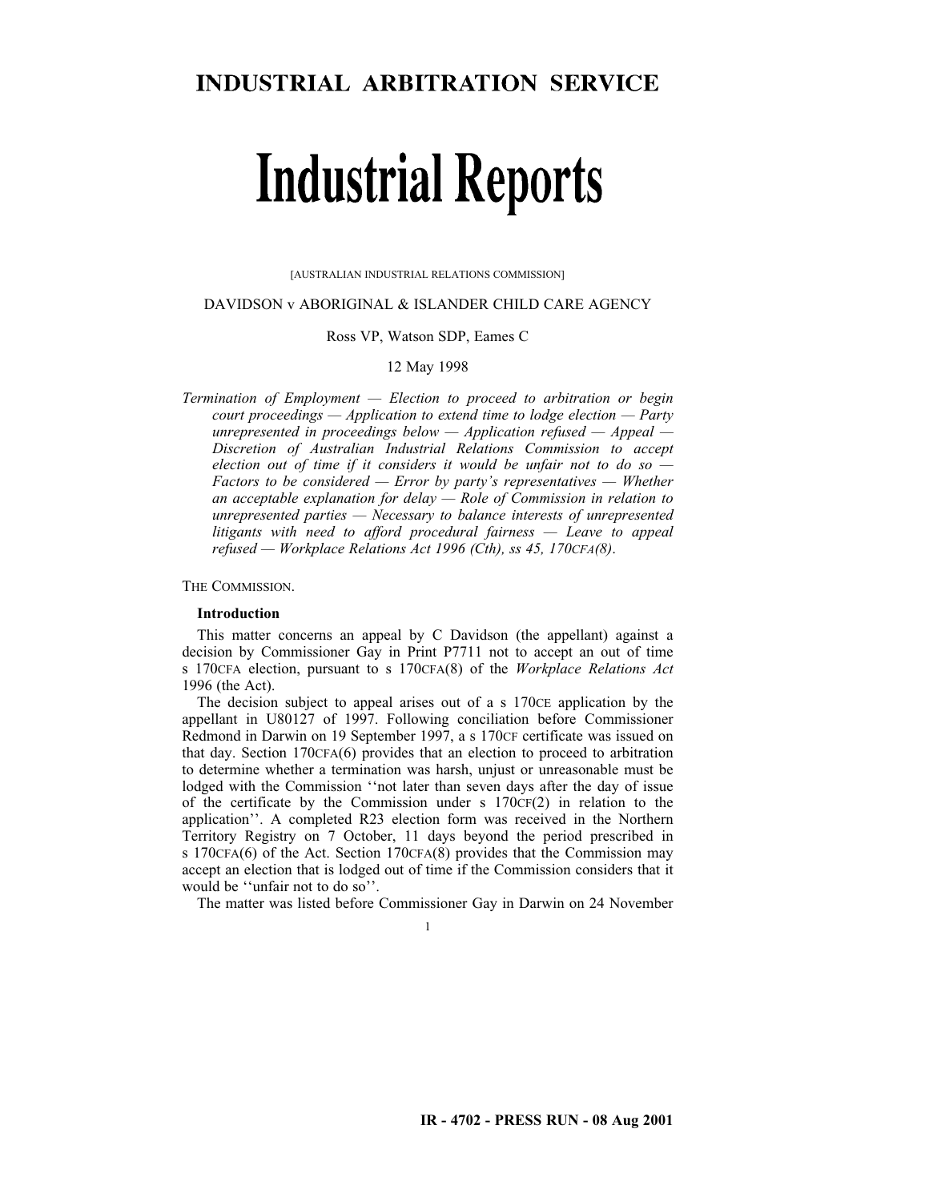# INDUSTRIAL ARBITRATION SERVICE

# Industrial Reports

[AUSTRALIAN INDUSTRIAL RELATIONS COMMISSION]

DAVIDSON v ABORIGINAL & ISLANDER CHILD CARE AGENCY

Ross VP, Watson SDP, Eames C

12 May 1998

*Termination of Employment — Election to proceed to arbitration or begin court proceedings — Application to extend time to lodge election — Party unrepresented in proceedings below — Application refused — Appeal — Discretion of Australian Industrial Relations Commission to accept election out of time if it considers it would be unfair not to do so — Factors to be considered — Error by party's representatives — Whether an acceptable explanation for delay — Role of Commission in relation to unrepresented parties — Necessary to balance interests of unrepresented litigants with need to afford procedural fairness — Leave to appeal refused — Workplace Relations Act 1996 (Cth), ss 45, 170CFA(8).*

THE COMMISSION.

**Introduction**

This matter concerns an appeal by C Davidson (the appellant) against a decision by Commissioner Gay in Print P7711 not to accept an out of time s 170CFA election, pursuant to s 170CFA(8) of the *Workplace Relations Act* 1996 (the Act).

The decision subject to appeal arises out of a s 170CE application by the appellant in U80127 of 1997. Following conciliation before Commissioner Redmond in Darwin on 19 September 1997, a s 170CF certificate was issued on that day. Section 170CFA(6) provides that an election to proceed to arbitration to determine whether a termination was harsh, unjust or unreasonable must be lodged with the Commission ''not later than seven days after the day of issue of the certificate by the Commission under s 170CF(2) in relation to the application''. A completed R23 election form was received in the Northern Territory Registry on 7 October, 11 days beyond the period prescribed in s 170CFA(6) of the Act. Section 170CFA(8) provides that the Commission may accept an election that is lodged out of time if the Commission considers that it would be ''unfair not to do so''.

The matter was listed before Commissioner Gay in Darwin on 24 November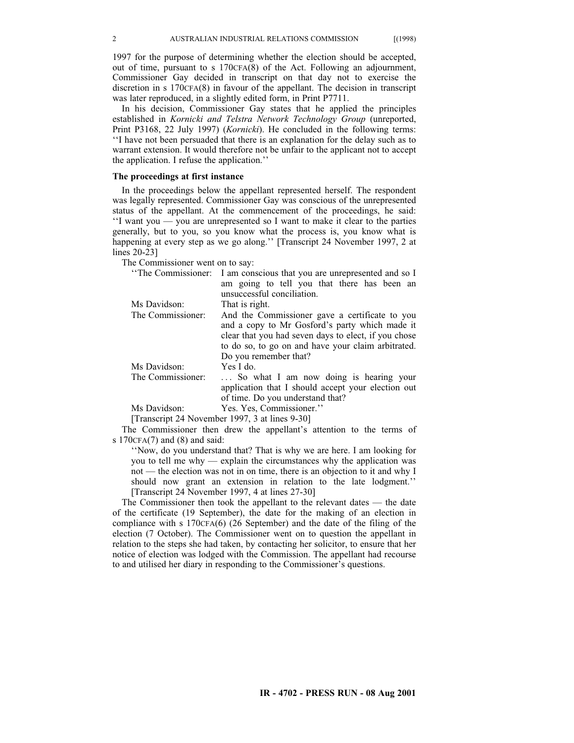1997 for the purpose of determining whether the election should be accepted, out of time, pursuant to s 170CFA(8) of the Act. Following an adjournment, Commissioner Gay decided in transcript on that day not to exercise the discretion in s 170CFA(8) in favour of the appellant. The decision in transcript was later reproduced, in a slightly edited form, in Print P7711.

In his decision, Commissioner Gay states that he applied the principles established in *Kornicki and Telstra Network Technology Group* (unreported, Print P3168, 22 July 1997) (*Kornicki*). He concluded in the following terms: ''I have not been persuaded that there is an explanation for the delay such as to warrant extension. It would therefore not be unfair to the applicant not to accept the application. I refuse the application.''

**The proceedings at first instance**

In the proceedings below the appellant represented herself. The respondent was legally represented. Commissioner Gay was conscious of the unrepresented status of the appellant. At the commencement of the proceedings, he said: ''I want you — you are unrepresented so I want to make it clear to the parties generally, but to you, so you know what the process is, you know what is happening at every step as we go along.'' [Transcript 24 November 1997, 2 at lines 20-23]

The Commissioner went on to say:

> ''The Commissioner: I am conscious that you are unrepresented and so I am going to tell you that there has been an unsuccessful conciliation.
>
> Ms Davidson: That is right.
>
> The Commissioner: And the Commissioner gave a certificate to you and a copy to Mr Gosford's party which made it clear that you had seven days to elect, if you chose to do so, to go on and have your claim arbitrated. Do you remember that?
>
> Ms Davidson: Yes I do.
>
> The Commissioner: … So what I am now doing is hearing your application that I should accept your election out of time. Do you understand that?
>
> Ms Davidson: Yes. Yes, Commissioner.''
>
> [Transcript 24 November 1997, 3 at lines 9-30]

The Commissioner then drew the appellant's attention to the terms of s 170CFA(7) and (8) and said:

> ''Now, do you understand that? That is why we are here. I am looking for you to tell me why — explain the circumstances why the application was not — the election was not in on time, there is an objection to it and why I should now grant an extension in relation to the late lodgment.'' [Transcript 24 November 1997, 4 at lines 27-30]

The Commissioner then took the appellant to the relevant dates — the date of the certificate (19 September), the date for the making of an election in compliance with s 170CFA(6) (26 September) and the date of the filing of the election (7 October). The Commissioner went on to question the appellant in relation to the steps she had taken, by contacting her solicitor, to ensure that her notice of election was lodged with the Commission. The appellant had recourse to and utilised her diary in responding to the Commissioner's questions.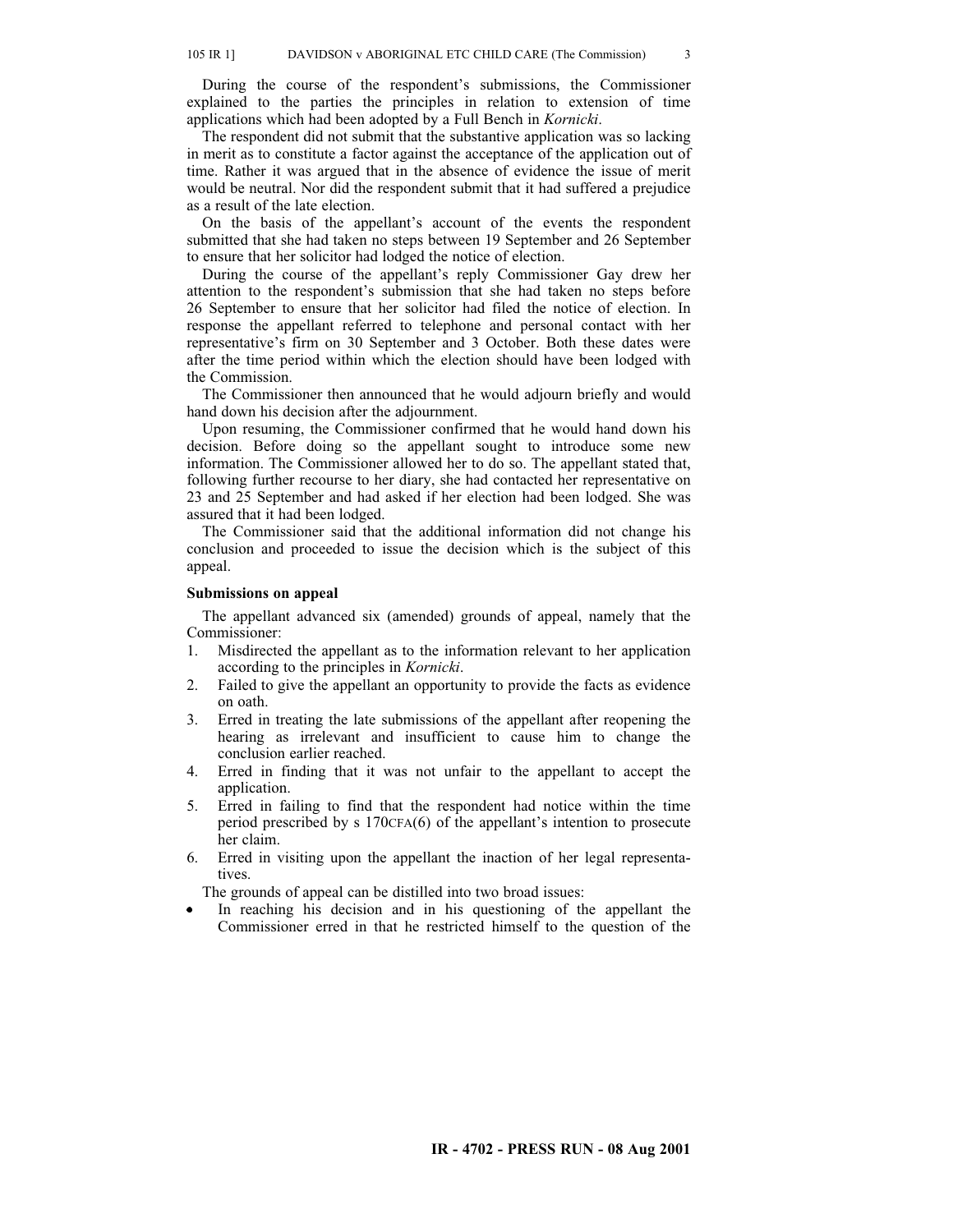During the course of the respondent's submissions, the Commissioner explained to the parties the principles in relation to extension of time applications which had been adopted by a Full Bench in *Kornicki*.

The respondent did not submit that the substantive application was so lacking in merit as to constitute a factor against the acceptance of the application out of time. Rather it was argued that in the absence of evidence the issue of merit would be neutral. Nor did the respondent submit that it had suffered a prejudice as a result of the late election.

On the basis of the appellant's account of the events the respondent submitted that she had taken no steps between 19 September and 26 September to ensure that her solicitor had lodged the notice of election.

During the course of the appellant's reply Commissioner Gay drew her attention to the respondent's submission that she had taken no steps before 26 September to ensure that her solicitor had filed the notice of election. In response the appellant referred to telephone and personal contact with her representative's firm on 30 September and 3 October. Both these dates were after the time period within which the election should have been lodged with the Commission.

The Commissioner then announced that he would adjourn briefly and would hand down his decision after the adjournment.

Upon resuming, the Commissioner confirmed that he would hand down his decision. Before doing so the appellant sought to introduce some new information. The Commissioner allowed her to do so. The appellant stated that, following further recourse to her diary, she had contacted her representative on 23 and 25 September and had asked if her election had been lodged. She was assured that it had been lodged.

The Commissioner said that the additional information did not change his conclusion and proceeded to issue the decision which is the subject of this appeal.

**Submissions on appeal**

The appellant advanced six (amended) grounds of appeal, namely that the Commissioner:

1. Misdirected the appellant as to the information relevant to her application according to the principles in *Kornicki*.
2. Failed to give the appellant an opportunity to provide the facts as evidence on oath.
3. Erred in treating the late submissions of the appellant after reopening the hearing as irrelevant and insufficient to cause him to change the conclusion earlier reached.
4. Erred in finding that it was not unfair to the appellant to accept the application.
5. Erred in failing to find that the respondent had notice within the time period prescribed by s 170CFA(6) of the appellant's intention to prosecute her claim.
6. Erred in visiting upon the appellant the inaction of her legal representatives.

The grounds of appeal can be distilled into two broad issues:

- In reaching his decision and in his questioning of the appellant the Commissioner erred in that he restricted himself to the question of the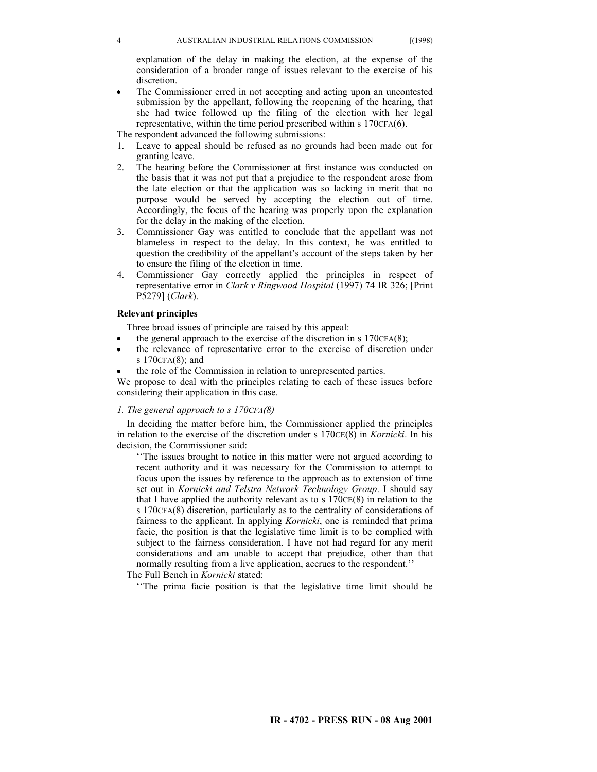explanation of the delay in making the election, at the expense of the consideration of a broader range of issues relevant to the exercise of his discretion.

- The Commissioner erred in not accepting and acting upon an uncontested submission by the appellant, following the reopening of the hearing, that she had twice followed up the filing of the election with her legal representative, within the time period prescribed within s 170CFA(6).

The respondent advanced the following submissions:

1. Leave to appeal should be refused as no grounds had been made out for granting leave.
2. The hearing before the Commissioner at first instance was conducted on the basis that it was not put that a prejudice to the respondent arose from the late election or that the application was so lacking in merit that no purpose would be served by accepting the election out of time. Accordingly, the focus of the hearing was properly upon the explanation for the delay in the making of the election.
3. Commissioner Gay was entitled to conclude that the appellant was not blameless in respect to the delay. In this context, he was entitled to question the credibility of the appellant's account of the steps taken by her to ensure the filing of the election in time.
4. Commissioner Gay correctly applied the principles in respect of representative error in *Clark v Ringwood Hospital* (1997) 74 IR 326; [Print P5279] (*Clark*).

**Relevant principles**

Three broad issues of principle are raised by this appeal:

- the general approach to the exercise of the discretion in s 170CFA(8);
- the relevance of representative error to the exercise of discretion under s 170CFA(8); and
- the role of the Commission in relation to unrepresented parties.

We propose to deal with the principles relating to each of these issues before considering their application in this case.

*1. The general approach to s 170CFA(8)*

In deciding the matter before him, the Commissioner applied the principles in relation to the exercise of the discretion under s 170CE(8) in *Kornicki*. In his decision, the Commissioner said:

> ''The issues brought to notice in this matter were not argued according to recent authority and it was necessary for the Commission to attempt to focus upon the issues by reference to the approach as to extension of time set out in *Kornicki and Telstra Network Technology Group*. I should say that I have applied the authority relevant as to s 170CE(8) in relation to the s 170CFA(8) discretion, particularly as to the centrality of considerations of fairness to the applicant. In applying *Kornicki*, one is reminded that prima facie, the position is that the legislative time limit is to be complied with subject to the fairness consideration. I have not had regard for any merit considerations and am unable to accept that prejudice, other than that normally resulting from a live application, accrues to the respondent.''

The Full Bench in *Kornicki* stated:

> ''The prima facie position is that the legislative time limit should be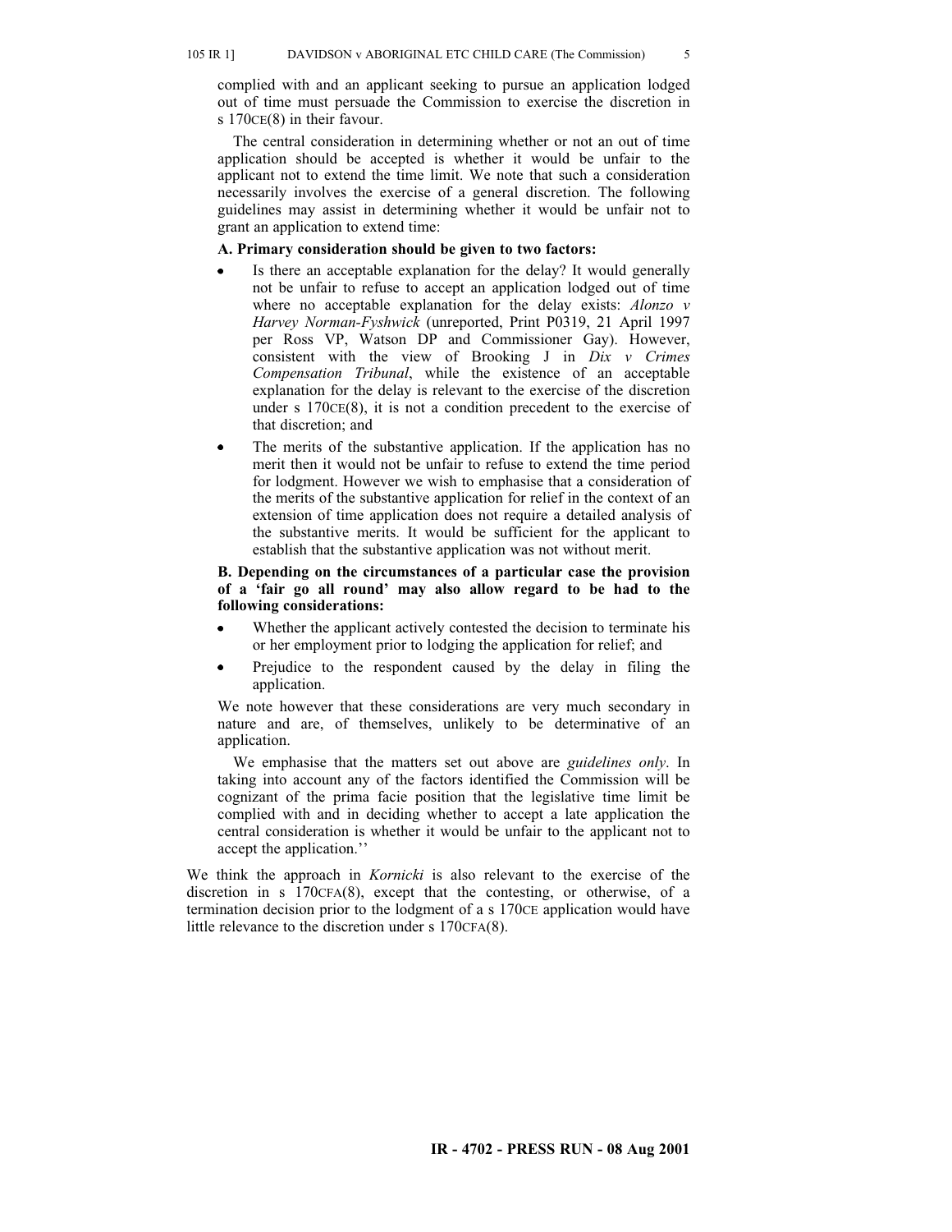complied with and an applicant seeking to pursue an application lodged out of time must persuade the Commission to exercise the discretion in s 170CE(8) in their favour.

The central consideration in determining whether or not an out of time application should be accepted is whether it would be unfair to the applicant not to extend the time limit. We note that such a consideration necessarily involves the exercise of a general discretion. The following guidelines may assist in determining whether it would be unfair not to grant an application to extend time:

**A. Primary consideration should be given to two factors:**

- Is there an acceptable explanation for the delay? It would generally not be unfair to refuse to accept an application lodged out of time where no acceptable explanation for the delay exists: *Alonzo v Harvey Norman-Fyshwick* (unreported, Print P0319, 21 April 1997 per Ross VP, Watson DP and Commissioner Gay). However, consistent with the view of Brooking J in *Dix v Crimes Compensation Tribunal*, while the existence of an acceptable explanation for the delay is relevant to the exercise of the discretion under s 170CE(8), it is not a condition precedent to the exercise of that discretion; and
- The merits of the substantive application. If the application has no merit then it would not be unfair to refuse to extend the time period for lodgment. However we wish to emphasise that a consideration of the merits of the substantive application for relief in the context of an extension of time application does not require a detailed analysis of the substantive merits. It would be sufficient for the applicant to establish that the substantive application was not without merit.

**B. Depending on the circumstances of a particular case the provision of a 'fair go all round' may also allow regard to be had to the following considerations:**

- Whether the applicant actively contested the decision to terminate his or her employment prior to lodging the application for relief; and
- Prejudice to the respondent caused by the delay in filing the application.

We note however that these considerations are very much secondary in nature and are, of themselves, unlikely to be determinative of an application.

We emphasise that the matters set out above are *guidelines only*. In taking into account any of the factors identified the Commission will be cognizant of the prima facie position that the legislative time limit be complied with and in deciding whether to accept a late application the central consideration is whether it would be unfair to the applicant not to accept the application.''

We think the approach in *Kornicki* is also relevant to the exercise of the discretion in s 170CFA(8), except that the contesting, or otherwise, of a termination decision prior to the lodgment of a s 170CE application would have little relevance to the discretion under s 170CFA(8).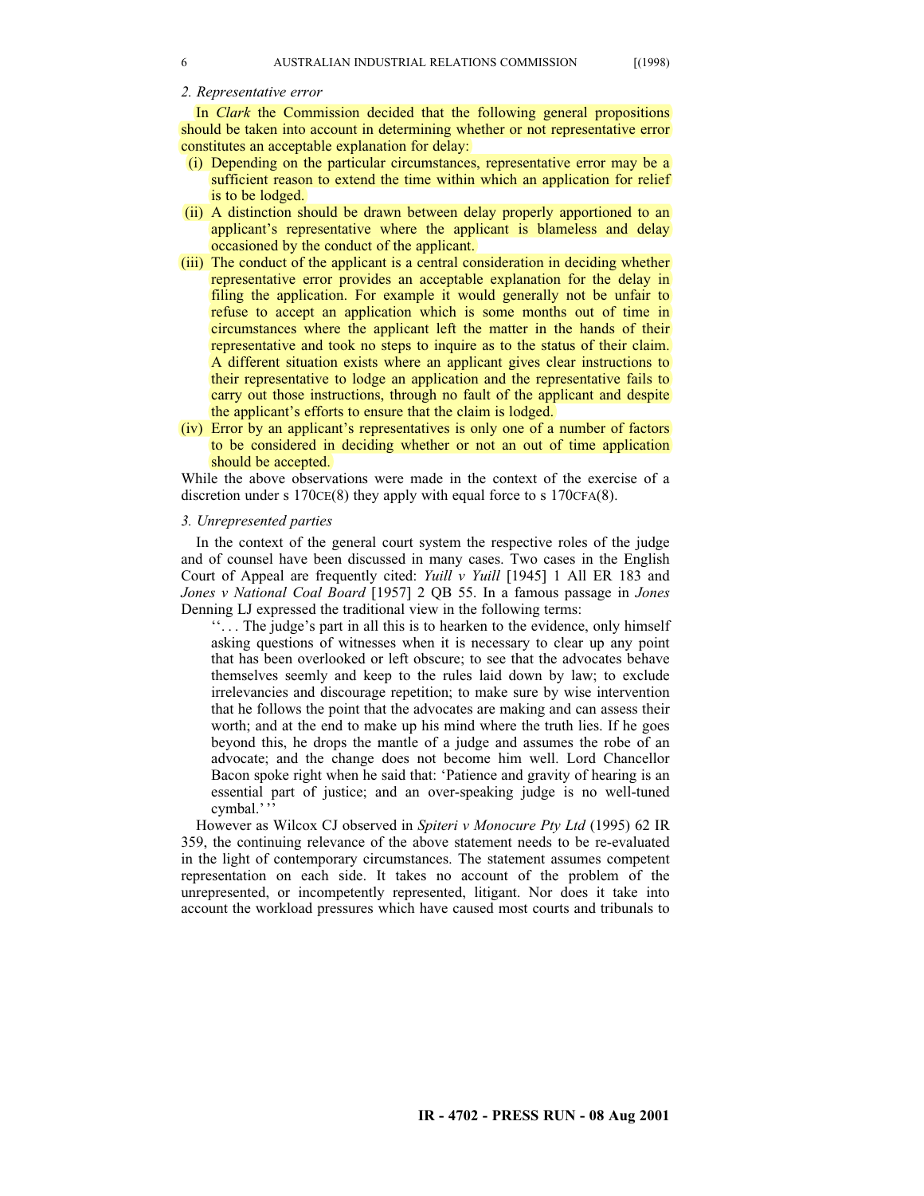*2. Representative error*

In *Clark* the Commission decided that the following general propositions should be taken into account in determining whether or not representative error constitutes an acceptable explanation for delay:

(i) Depending on the particular circumstances, representative error may be a sufficient reason to extend the time within which an application for relief is to be lodged.

(ii) A distinction should be drawn between delay properly apportioned to an applicant's representative where the applicant is blameless and delay occasioned by the conduct of the applicant.

(iii) The conduct of the applicant is a central consideration in deciding whether representative error provides an acceptable explanation for the delay in filing the application. For example it would generally not be unfair to refuse to accept an application which is some months out of time in circumstances where the applicant left the matter in the hands of their representative and took no steps to inquire as to the status of their claim. A different situation exists where an applicant gives clear instructions to their representative to lodge an application and the representative fails to carry out those instructions, through no fault of the applicant and despite the applicant's efforts to ensure that the claim is lodged.

(iv) Error by an applicant's representatives is only one of a number of factors to be considered in deciding whether or not an out of time application should be accepted.

While the above observations were made in the context of the exercise of a discretion under s 170CE(8) they apply with equal force to s 170CFA(8).

*3. Unrepresented parties*

In the context of the general court system the respective roles of the judge and of counsel have been discussed in many cases. Two cases in the English Court of Appeal are frequently cited: *Yuill v Yuill* [1945] 1 All ER 183 and *Jones v National Coal Board* [1957] 2 QB 55. In a famous passage in *Jones* Denning LJ expressed the traditional view in the following terms:

> ''. . . The judge's part in all this is to hearken to the evidence, only himself asking questions of witnesses when it is necessary to clear up any point that has been overlooked or left obscure; to see that the advocates behave themselves seemly and keep to the rules laid down by law; to exclude irrelevancies and discourage repetition; to make sure by wise intervention that he follows the point that the advocates are making and can assess their worth; and at the end to make up his mind where the truth lies. If he goes beyond this, he drops the mantle of a judge and assumes the robe of an advocate; and the change does not become him well. Lord Chancellor Bacon spoke right when he said that: 'Patience and gravity of hearing is an essential part of justice; and an over-speaking judge is no well-tuned cymbal.' ''

However as Wilcox CJ observed in *Spiteri v Monocure Pty Ltd* (1995) 62 IR 359, the continuing relevance of the above statement needs to be re-evaluated in the light of contemporary circumstances. The statement assumes competent representation on each side. It takes no account of the problem of the unrepresented, or incompetently represented, litigant. Nor does it take into account the workload pressures which have caused most courts and tribunals to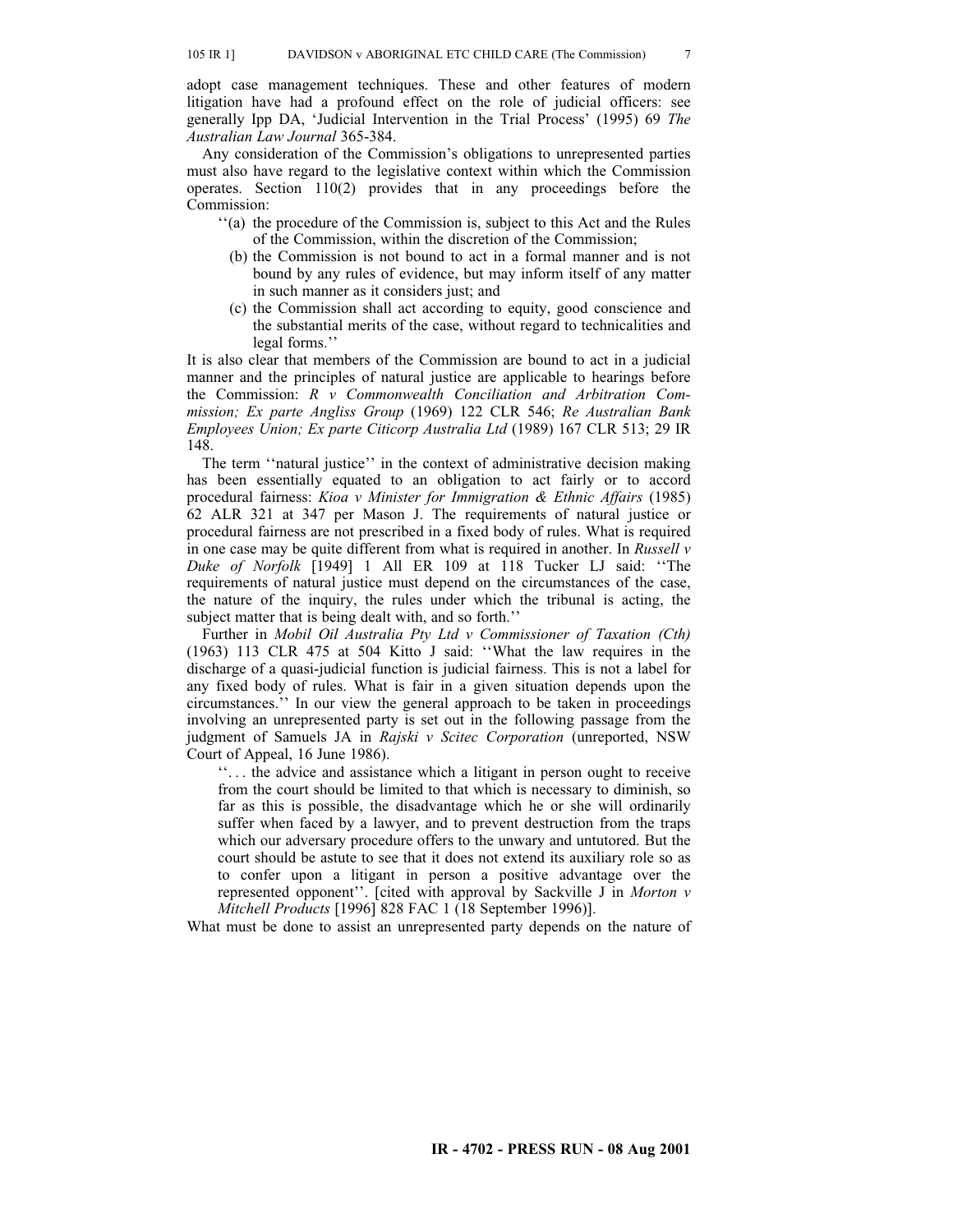adopt case management techniques. These and other features of modern litigation have had a profound effect on the role of judicial officers: see generally Ipp DA, 'Judicial Intervention in the Trial Process' (1995) 69 *The Australian Law Journal* 365-384.

Any consideration of the Commission's obligations to unrepresented parties must also have regard to the legislative context within which the Commission operates. Section 110(2) provides that in any proceedings before the Commission:

> ''(a) the procedure of the Commission is, subject to this Act and the Rules of the Commission, within the discretion of the Commission;
>
> (b) the Commission is not bound to act in a formal manner and is not bound by any rules of evidence, but may inform itself of any matter in such manner as it considers just; and
>
> (c) the Commission shall act according to equity, good conscience and the substantial merits of the case, without regard to technicalities and legal forms.''

It is also clear that members of the Commission are bound to act in a judicial manner and the principles of natural justice are applicable to hearings before the Commission: *R v Commonwealth Conciliation and Arbitration Commission; Ex parte Angliss Group* (1969) 122 CLR 546; *Re Australian Bank Employees Union; Ex parte Citicorp Australia Ltd* (1989) 167 CLR 513; 29 IR 148.

The term ''natural justice'' in the context of administrative decision making has been essentially equated to an obligation to act fairly or to accord procedural fairness: *Kioa v Minister for Immigration & Ethnic Affairs* (1985) 62 ALR 321 at 347 per Mason J. The requirements of natural justice or procedural fairness are not prescribed in a fixed body of rules. What is required in one case may be quite different from what is required in another. In *Russell v Duke of Norfolk* [1949] 1 All ER 109 at 118 Tucker LJ said: ''The requirements of natural justice must depend on the circumstances of the case, the nature of the inquiry, the rules under which the tribunal is acting, the subject matter that is being dealt with, and so forth.''

Further in *Mobil Oil Australia Pty Ltd v Commissioner of Taxation (Cth)* (1963) 113 CLR 475 at 504 Kitto J said: ''What the law requires in the discharge of a quasi-judicial function is judicial fairness. This is not a label for any fixed body of rules. What is fair in a given situation depends upon the circumstances.'' In our view the general approach to be taken in proceedings involving an unrepresented party is set out in the following passage from the judgment of Samuels JA in *Rajski v Scitec Corporation* (unreported, NSW Court of Appeal, 16 June 1986).

> ''. . . the advice and assistance which a litigant in person ought to receive from the court should be limited to that which is necessary to diminish, so far as this is possible, the disadvantage which he or she will ordinarily suffer when faced by a lawyer, and to prevent destruction from the traps which our adversary procedure offers to the unwary and untutored. But the court should be astute to see that it does not extend its auxiliary role so as to confer upon a litigant in person a positive advantage over the represented opponent''. [cited with approval by Sackville J in *Morton v Mitchell Products* [1996] 828 FAC 1 (18 September 1996)].

What must be done to assist an unrepresented party depends on the nature of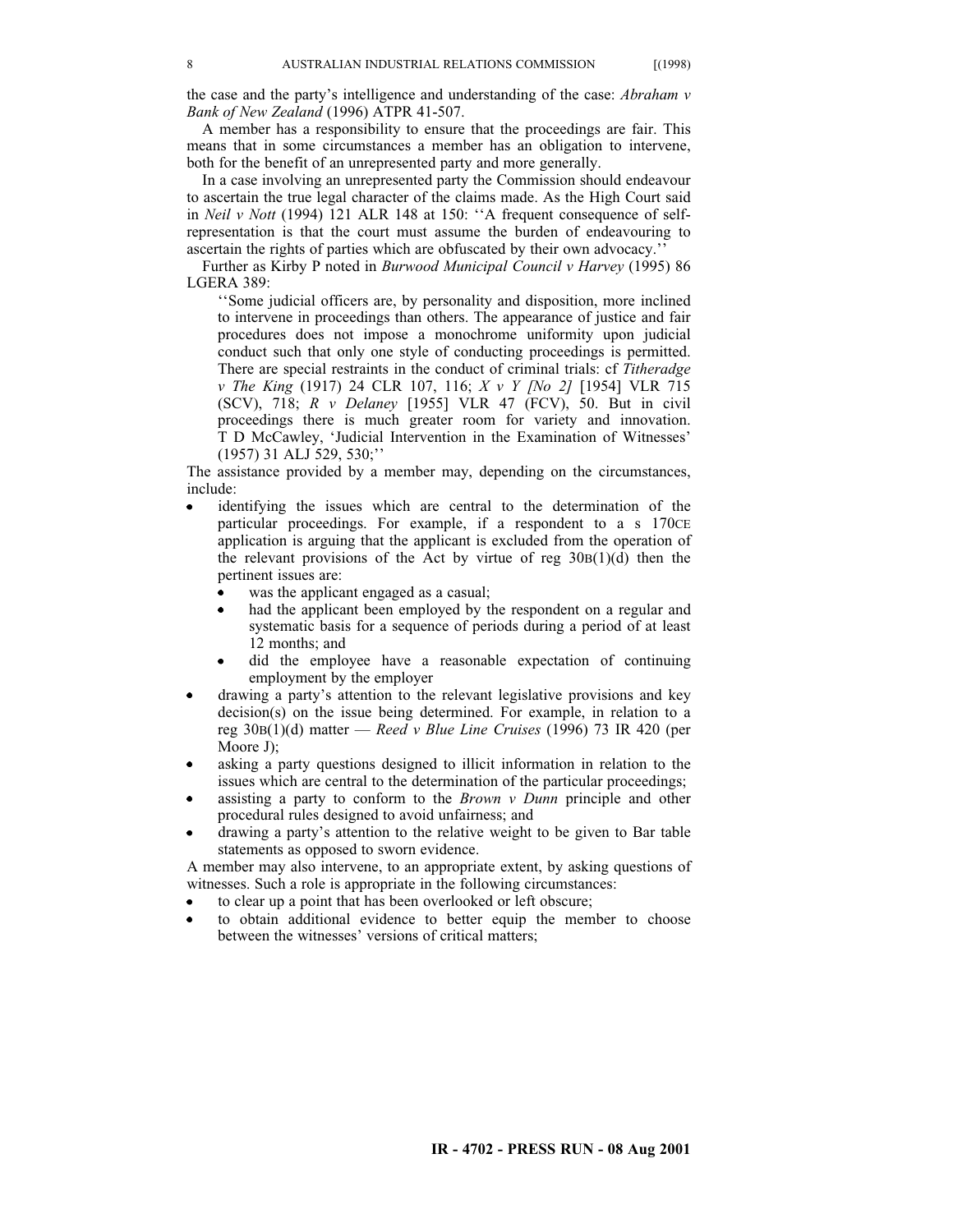the case and the party's intelligence and understanding of the case: *Abraham v Bank of New Zealand* (1996) ATPR 41-507.

A member has a responsibility to ensure that the proceedings are fair. This means that in some circumstances a member has an obligation to intervene, both for the benefit of an unrepresented party and more generally.

In a case involving an unrepresented party the Commission should endeavour to ascertain the true legal character of the claims made. As the High Court said in *Neil v Nott* (1994) 121 ALR 148 at 150: ''A frequent consequence of self-representation is that the court must assume the burden of endeavouring to ascertain the rights of parties which are obfuscated by their own advocacy.''

Further as Kirby P noted in *Burwood Municipal Council v Harvey* (1995) 86 LGERA 389:

> ''Some judicial officers are, by personality and disposition, more inclined to intervene in proceedings than others. The appearance of justice and fair procedures does not impose a monochrome uniformity upon judicial conduct such that only one style of conducting proceedings is permitted. There are special restraints in the conduct of criminal trials: cf *Titheradge v The King* (1917) 24 CLR 107, 116; *X v Y [No 2]* [1954] VLR 715 (SCV), 718; *R v Delaney* [1955] VLR 47 (FCV), 50. But in civil proceedings there is much greater room for variety and innovation. T D McCawley, 'Judicial Intervention in the Examination of Witnesses' (1957) 31 ALJ 529, 530;''

The assistance provided by a member may, depending on the circumstances, include:

- identifying the issues which are central to the determination of the particular proceedings. For example, if a respondent to a s 170CE application is arguing that the applicant is excluded from the operation of the relevant provisions of the Act by virtue of reg 30B(1)(d) then the pertinent issues are:
  - was the applicant engaged as a casual;
  - had the applicant been employed by the respondent on a regular and systematic basis for a sequence of periods during a period of at least 12 months; and
  - did the employee have a reasonable expectation of continuing employment by the employer
- drawing a party's attention to the relevant legislative provisions and key decision(s) on the issue being determined. For example, in relation to a reg 30B(1)(d) matter — *Reed v Blue Line Cruises* (1996) 73 IR 420 (per Moore J);
- asking a party questions designed to illicit information in relation to the issues which are central to the determination of the particular proceedings;
- assisting a party to conform to the *Brown v Dunn* principle and other procedural rules designed to avoid unfairness; and
- drawing a party's attention to the relative weight to be given to Bar table statements as opposed to sworn evidence.

A member may also intervene, to an appropriate extent, by asking questions of witnesses. Such a role is appropriate in the following circumstances:

- to clear up a point that has been overlooked or left obscure;
- to obtain additional evidence to better equip the member to choose between the witnesses' versions of critical matters;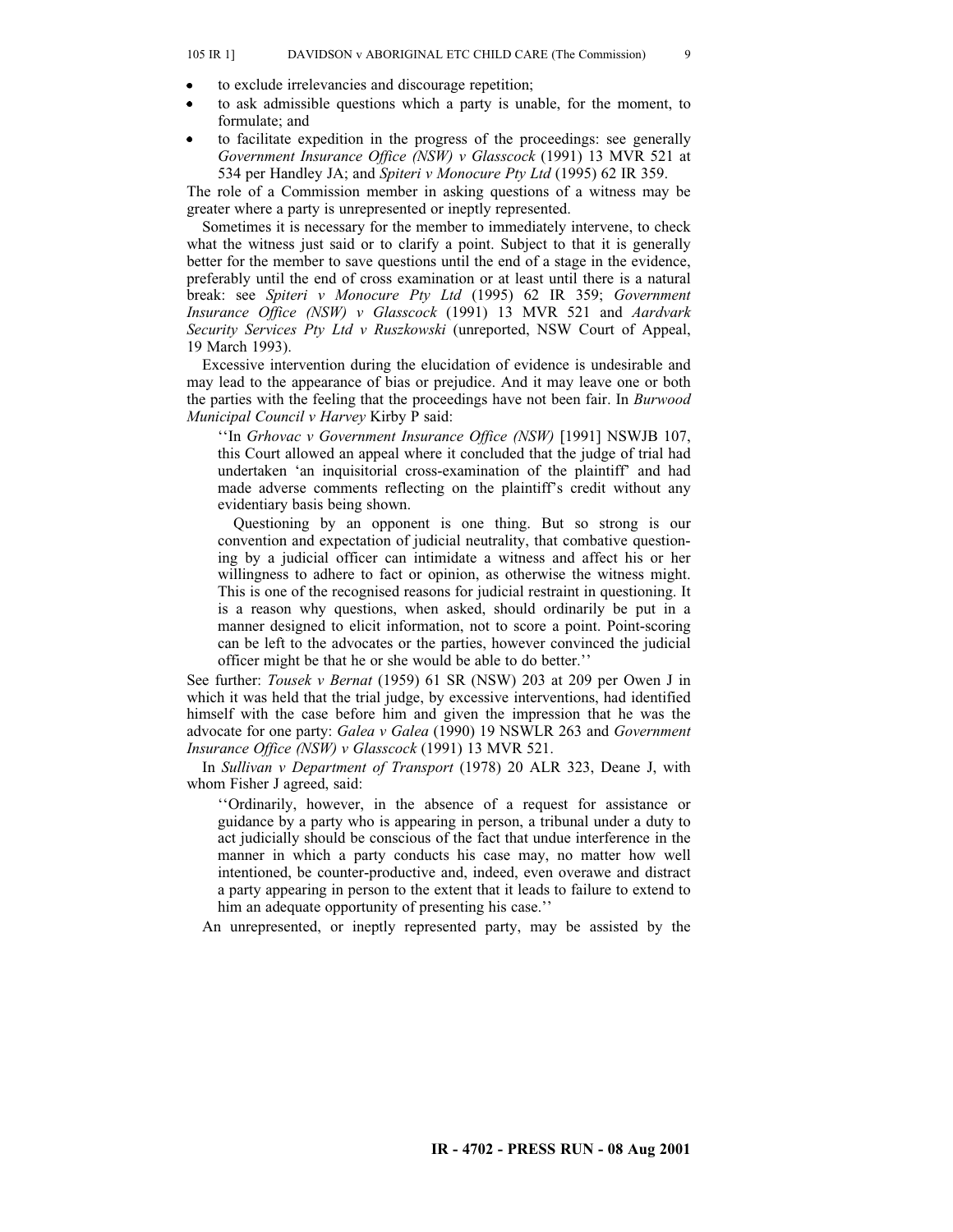- to exclude irrelevancies and discourage repetition;
- to ask admissible questions which a party is unable, for the moment, to formulate; and
- to facilitate expedition in the progress of the proceedings: see generally *Government Insurance Office (NSW) v Glasscock* (1991) 13 MVR 521 at 534 per Handley JA; and *Spiteri v Monocure Pty Ltd* (1995) 62 IR 359.

The role of a Commission member in asking questions of a witness may be greater where a party is unrepresented or ineptly represented.

Sometimes it is necessary for the member to immediately intervene, to check what the witness just said or to clarify a point. Subject to that it is generally better for the member to save questions until the end of a stage in the evidence, preferably until the end of cross examination or at least until there is a natural break: see *Spiteri v Monocure Pty Ltd* (1995) 62 IR 359; *Government Insurance Office (NSW) v Glasscock* (1991) 13 MVR 521 and *Aardvark Security Services Pty Ltd v Ruszkowski* (unreported, NSW Court of Appeal, 19 March 1993).

Excessive intervention during the elucidation of evidence is undesirable and may lead to the appearance of bias or prejudice. And it may leave one or both the parties with the feeling that the proceedings have not been fair. In *Burwood Municipal Council v Harvey* Kirby P said:

> ''In *Grhovac v Government Insurance Office (NSW)* [1991] NSWJB 107, this Court allowed an appeal where it concluded that the judge of trial had undertaken 'an inquisitorial cross-examination of the plaintiff' and had made adverse comments reflecting on the plaintiff's credit without any evidentiary basis being shown.
>
> Questioning by an opponent is one thing. But so strong is our convention and expectation of judicial neutrality, that combative questioning by a judicial officer can intimidate a witness and affect his or her willingness to adhere to fact or opinion, as otherwise the witness might. This is one of the recognised reasons for judicial restraint in questioning. It is a reason why questions, when asked, should ordinarily be put in a manner designed to elicit information, not to score a point. Point-scoring can be left to the advocates or the parties, however convinced the judicial officer might be that he or she would be able to do better.''

See further: *Tousek v Bernat* (1959) 61 SR (NSW) 203 at 209 per Owen J in which it was held that the trial judge, by excessive interventions, had identified himself with the case before him and given the impression that he was the advocate for one party: *Galea v Galea* (1990) 19 NSWLR 263 and *Government Insurance Office (NSW) v Glasscock* (1991) 13 MVR 521.

In *Sullivan v Department of Transport* (1978) 20 ALR 323, Deane J, with whom Fisher J agreed, said:

> ''Ordinarily, however, in the absence of a request for assistance or guidance by a party who is appearing in person, a tribunal under a duty to act judicially should be conscious of the fact that undue interference in the manner in which a party conducts his case may, no matter how well intentioned, be counter-productive and, indeed, even overawe and distract a party appearing in person to the extent that it leads to failure to extend to him an adequate opportunity of presenting his case.''

An unrepresented, or ineptly represented party, may be assisted by the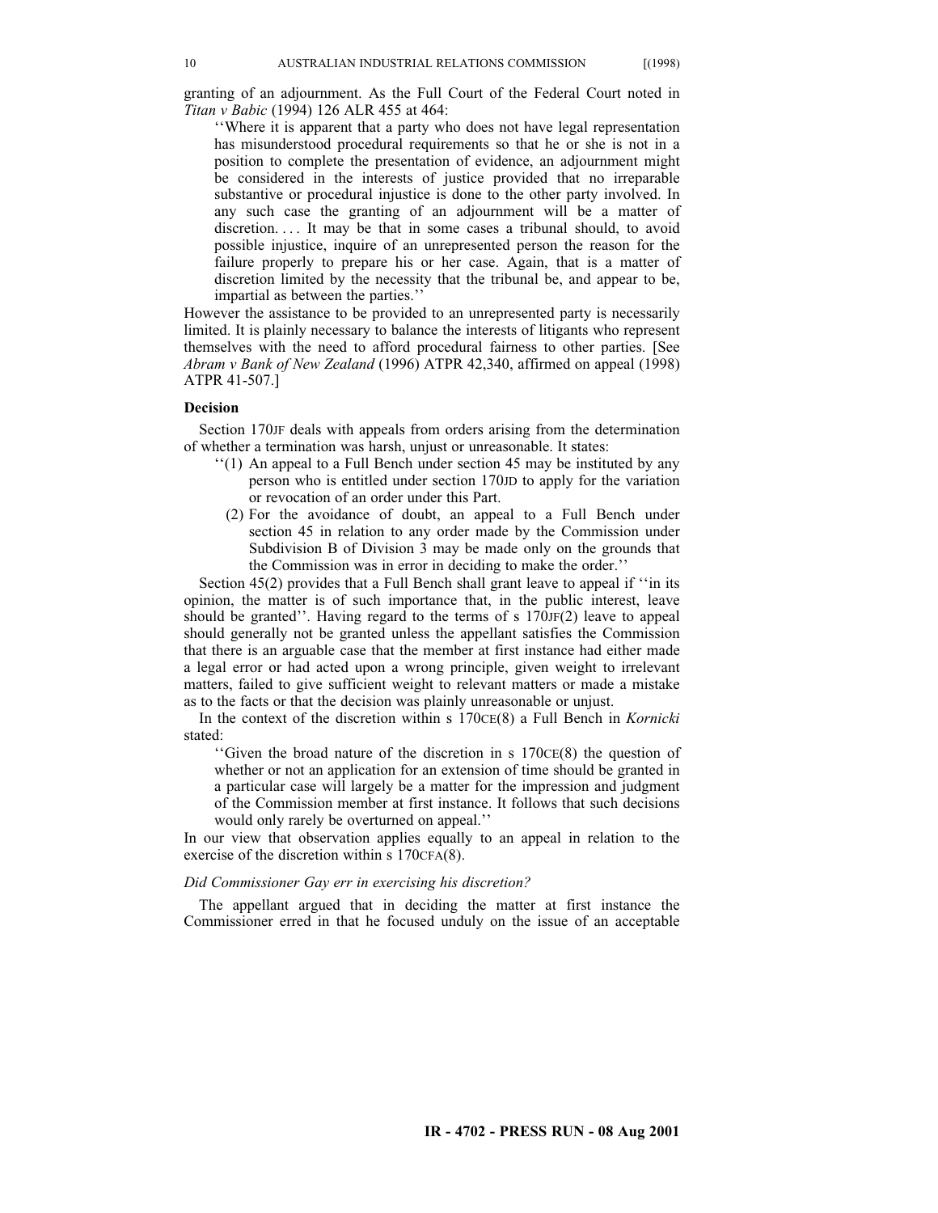granting of an adjournment. As the Full Court of the Federal Court noted in *Titan v Babic* (1994) 126 ALR 455 at 464:

> ''Where it is apparent that a party who does not have legal representation has misunderstood procedural requirements so that he or she is not in a position to complete the presentation of evidence, an adjournment might be considered in the interests of justice provided that no irreparable substantive or procedural injustice is done to the other party involved. In any such case the granting of an adjournment will be a matter of discretion. . . . It may be that in some cases a tribunal should, to avoid possible injustice, inquire of an unrepresented person the reason for the failure properly to prepare his or her case. Again, that is a matter of discretion limited by the necessity that the tribunal be, and appear to be, impartial as between the parties.''

However the assistance to be provided to an unrepresented party is necessarily limited. It is plainly necessary to balance the interests of litigants who represent themselves with the need to afford procedural fairness to other parties. [See *Abram v Bank of New Zealand* (1996) ATPR 42,340, affirmed on appeal (1998) ATPR 41-507.]

**Decision**

Section 170JF deals with appeals from orders arising from the determination of whether a termination was harsh, unjust or unreasonable. It states:

> ''(1) An appeal to a Full Bench under section 45 may be instituted by any person who is entitled under section 170JD to apply for the variation or revocation of an order under this Part.
>
> (2) For the avoidance of doubt, an appeal to a Full Bench under section 45 in relation to any order made by the Commission under Subdivision B of Division 3 may be made only on the grounds that the Commission was in error in deciding to make the order.''

Section 45(2) provides that a Full Bench shall grant leave to appeal if ''in its opinion, the matter is of such importance that, in the public interest, leave should be granted''. Having regard to the terms of s 170JF(2) leave to appeal should generally not be granted unless the appellant satisfies the Commission that there is an arguable case that the member at first instance had either made a legal error or had acted upon a wrong principle, given weight to irrelevant matters, failed to give sufficient weight to relevant matters or made a mistake as to the facts or that the decision was plainly unreasonable or unjust.

In the context of the discretion within s 170CE(8) a Full Bench in *Kornicki* stated:

> ''Given the broad nature of the discretion in s 170CE(8) the question of whether or not an application for an extension of time should be granted in a particular case will largely be a matter for the impression and judgment of the Commission member at first instance. It follows that such decisions would only rarely be overturned on appeal.''

In our view that observation applies equally to an appeal in relation to the exercise of the discretion within s 170CFA(8).

*Did Commissioner Gay err in exercising his discretion?*

The appellant argued that in deciding the matter at first instance the Commissioner erred in that he focused unduly on the issue of an acceptable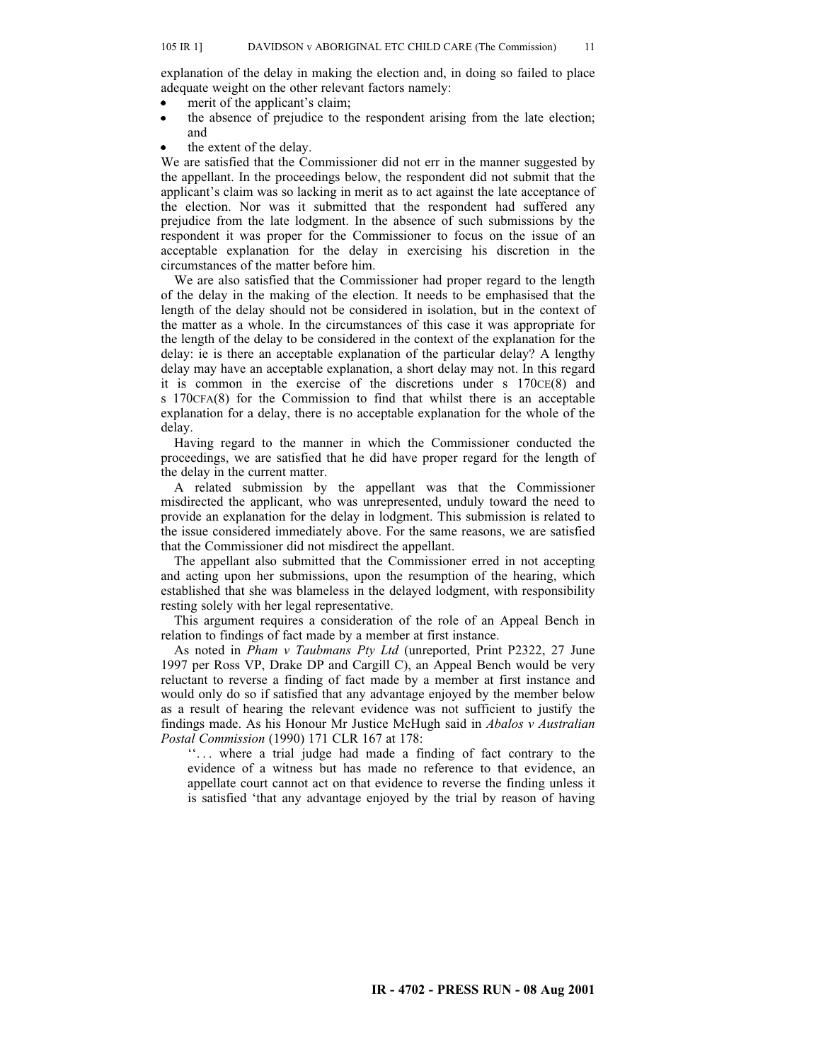explanation of the delay in making the election and, in doing so failed to place adequate weight on the other relevant factors namely:

- merit of the applicant's claim;
- the absence of prejudice to the respondent arising from the late election; and
- the extent of the delay.

We are satisfied that the Commissioner did not err in the manner suggested by the appellant. In the proceedings below, the respondent did not submit that the applicant's claim was so lacking in merit as to act against the late acceptance of the election. Nor was it submitted that the respondent had suffered any prejudice from the late lodgment. In the absence of such submissions by the respondent it was proper for the Commissioner to focus on the issue of an acceptable explanation for the delay in exercising his discretion in the circumstances of the matter before him.

We are also satisfied that the Commissioner had proper regard to the length of the delay in the making of the election. It needs to be emphasised that the length of the delay should not be considered in isolation, but in the context of the matter as a whole. In the circumstances of this case it was appropriate for the length of the delay to be considered in the context of the explanation for the delay: ie is there an acceptable explanation of the particular delay? A lengthy delay may have an acceptable explanation, a short delay may not. In this regard it is common in the exercise of the discretions under s 170CE(8) and s 170CFA(8) for the Commission to find that whilst there is an acceptable explanation for a delay, there is no acceptable explanation for the whole of the delay.

Having regard to the manner in which the Commissioner conducted the proceedings, we are satisfied that he did have proper regard for the length of the delay in the current matter.

A related submission by the appellant was that the Commissioner misdirected the applicant, who was unrepresented, unduly toward the need to provide an explanation for the delay in lodgment. This submission is related to the issue considered immediately above. For the same reasons, we are satisfied that the Commissioner did not misdirect the appellant.

The appellant also submitted that the Commissioner erred in not accepting and acting upon her submissions, upon the resumption of the hearing, which established that she was blameless in the delayed lodgment, with responsibility resting solely with her legal representative.

This argument requires a consideration of the role of an Appeal Bench in relation to findings of fact made by a member at first instance.

As noted in *Pham v Taubmans Pty Ltd* (unreported, Print P2322, 27 June 1997 per Ross VP, Drake DP and Cargill C), an Appeal Bench would be very reluctant to reverse a finding of fact made by a member at first instance and would only do so if satisfied that any advantage enjoyed by the member below as a result of hearing the relevant evidence was not sufficient to justify the findings made. As his Honour Mr Justice McHugh said in *Abalos v Australian Postal Commission* (1990) 171 CLR 167 at 178:

> ''... where a trial judge had made a finding of fact contrary to the evidence of a witness but has made no reference to that evidence, an appellate court cannot act on that evidence to reverse the finding unless it is satisfied 'that any advantage enjoyed by the trial by reason of having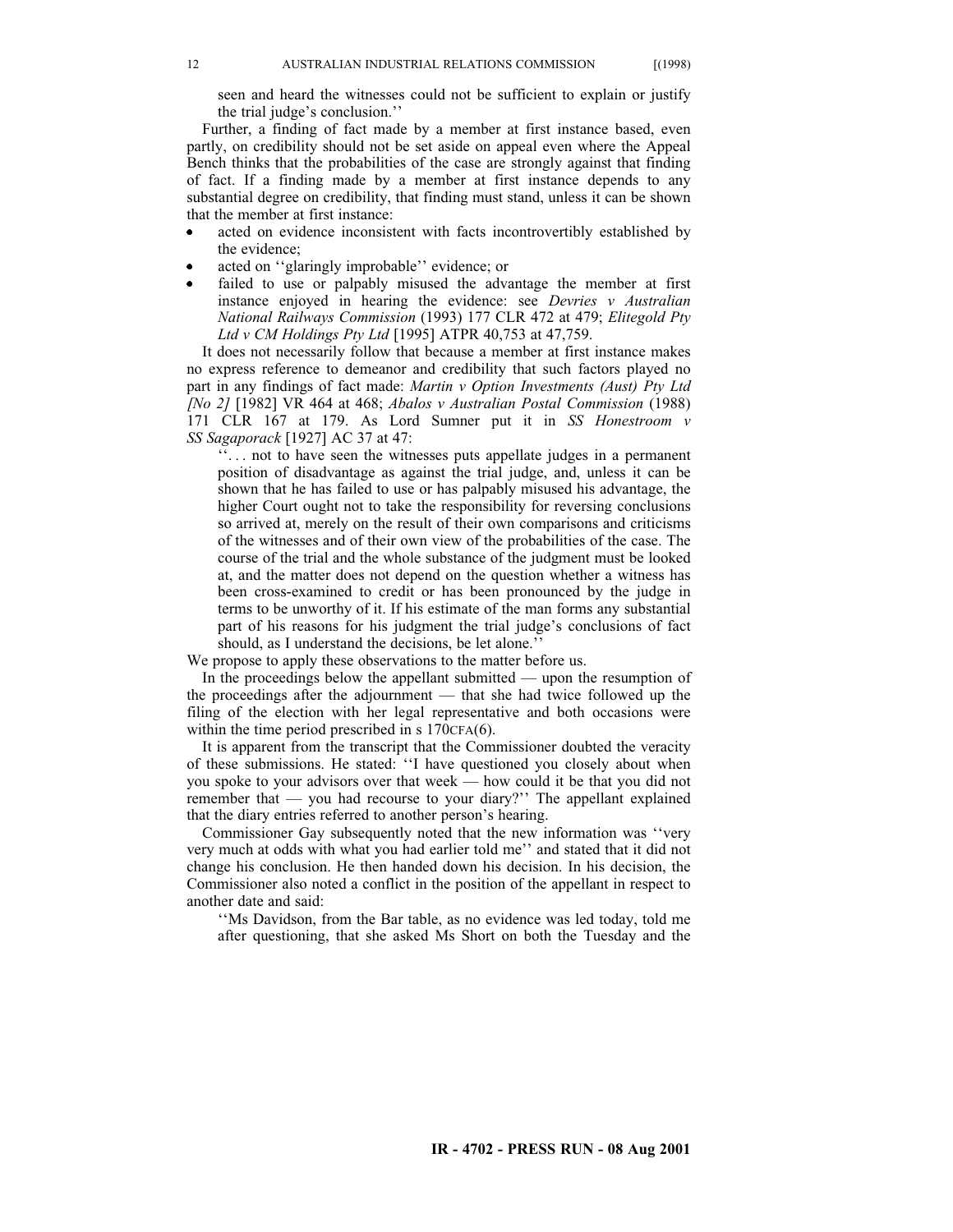seen and heard the witnesses could not be sufficient to explain or justify the trial judge's conclusion.''

Further, a finding of fact made by a member at first instance based, even partly, on credibility should not be set aside on appeal even where the Appeal Bench thinks that the probabilities of the case are strongly against that finding of fact. If a finding made by a member at first instance depends to any substantial degree on credibility, that finding must stand, unless it can be shown that the member at first instance:

- acted on evidence inconsistent with facts incontrovertibly established by the evidence;
- acted on ''glaringly improbable'' evidence; or
- failed to use or palpably misused the advantage the member at first instance enjoyed in hearing the evidence: see *Devries v Australian National Railways Commission* (1993) 177 CLR 472 at 479; *Elitegold Pty Ltd v CM Holdings Pty Ltd* [1995] ATPR 40,753 at 47,759.

It does not necessarily follow that because a member at first instance makes no express reference to demeanor and credibility that such factors played no part in any findings of fact made: *Martin v Option Investments (Aust) Pty Ltd [No 2]* [1982] VR 464 at 468; *Abalos v Australian Postal Commission* (1988) 171 CLR 167 at 179. As Lord Sumner put it in *SS Honestroom v SS Sagaporack* [1927] AC 37 at 47:

> ''. . . not to have seen the witnesses puts appellate judges in a permanent position of disadvantage as against the trial judge, and, unless it can be shown that he has failed to use or has palpably misused his advantage, the higher Court ought not to take the responsibility for reversing conclusions so arrived at, merely on the result of their own comparisons and criticisms of the witnesses and of their own view of the probabilities of the case. The course of the trial and the whole substance of the judgment must be looked at, and the matter does not depend on the question whether a witness has been cross-examined to credit or has been pronounced by the judge in terms to be unworthy of it. If his estimate of the man forms any substantial part of his reasons for his judgment the trial judge's conclusions of fact should, as I understand the decisions, be let alone.''

We propose to apply these observations to the matter before us.

In the proceedings below the appellant submitted — upon the resumption of the proceedings after the adjournment — that she had twice followed up the filing of the election with her legal representative and both occasions were within the time period prescribed in s 170CFA(6).

It is apparent from the transcript that the Commissioner doubted the veracity of these submissions. He stated: ''I have questioned you closely about when you spoke to your advisors over that week — how could it be that you did not remember that — you had recourse to your diary?'' The appellant explained that the diary entries referred to another person's hearing.

Commissioner Gay subsequently noted that the new information was ''very very much at odds with what you had earlier told me'' and stated that it did not change his conclusion. He then handed down his decision. In his decision, the Commissioner also noted a conflict in the position of the appellant in respect to another date and said:

> ''Ms Davidson, from the Bar table, as no evidence was led today, told me after questioning, that she asked Ms Short on both the Tuesday and the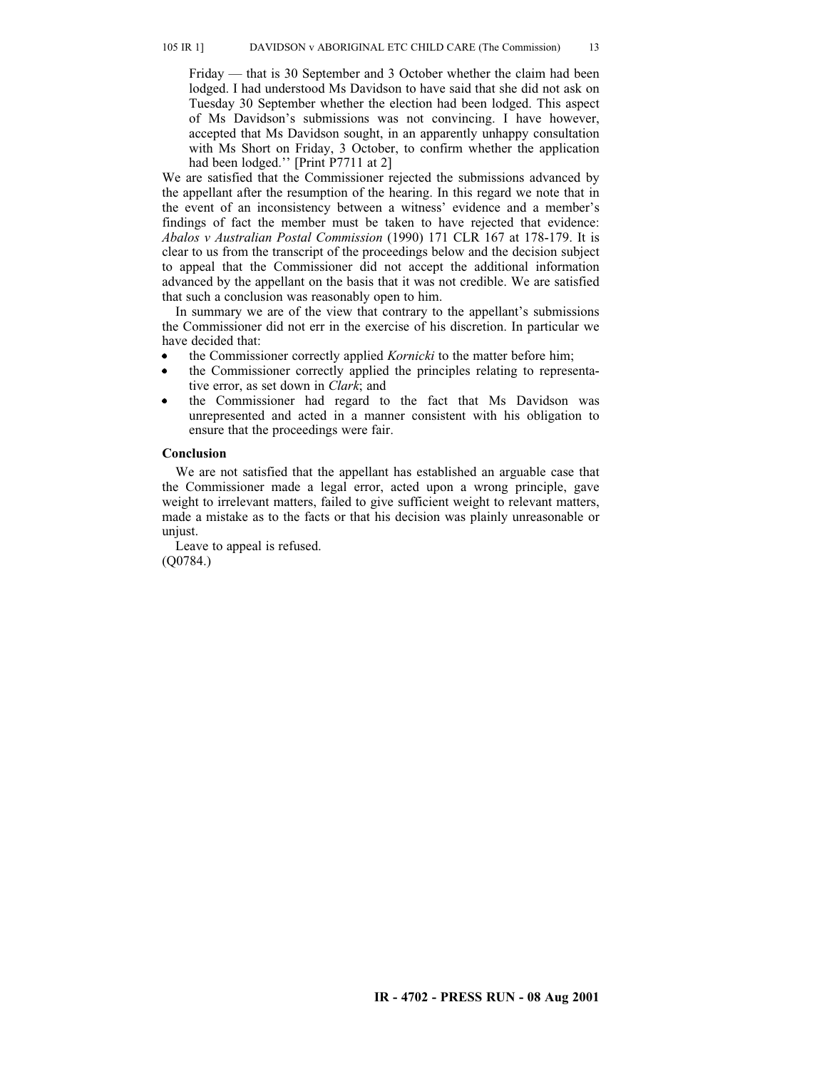Friday — that is 30 September and 3 October whether the claim had been lodged. I had understood Ms Davidson to have said that she did not ask on Tuesday 30 September whether the election had been lodged. This aspect of Ms Davidson's submissions was not convincing. I have however, accepted that Ms Davidson sought, in an apparently unhappy consultation with Ms Short on Friday, 3 October, to confirm whether the application had been lodged.'' [Print P7711 at 2]

We are satisfied that the Commissioner rejected the submissions advanced by the appellant after the resumption of the hearing. In this regard we note that in the event of an inconsistency between a witness' evidence and a member's findings of fact the member must be taken to have rejected that evidence: *Abalos v Australian Postal Commission* (1990) 171 CLR 167 at 178-179. It is clear to us from the transcript of the proceedings below and the decision subject to appeal that the Commissioner did not accept the additional information advanced by the appellant on the basis that it was not credible. We are satisfied that such a conclusion was reasonably open to him.

In summary we are of the view that contrary to the appellant's submissions the Commissioner did not err in the exercise of his discretion. In particular we have decided that:

- the Commissioner correctly applied *Kornicki* to the matter before him;
- the Commissioner correctly applied the principles relating to representative error, as set down in *Clark*; and
- the Commissioner had regard to the fact that Ms Davidson was unrepresented and acted in a manner consistent with his obligation to ensure that the proceedings were fair.

**Conclusion**

We are not satisfied that the appellant has established an arguable case that the Commissioner made a legal error, acted upon a wrong principle, gave weight to irrelevant matters, failed to give sufficient weight to relevant matters, made a mistake as to the facts or that his decision was plainly unreasonable or unjust.

Leave to appeal is refused.

(Q0784.)